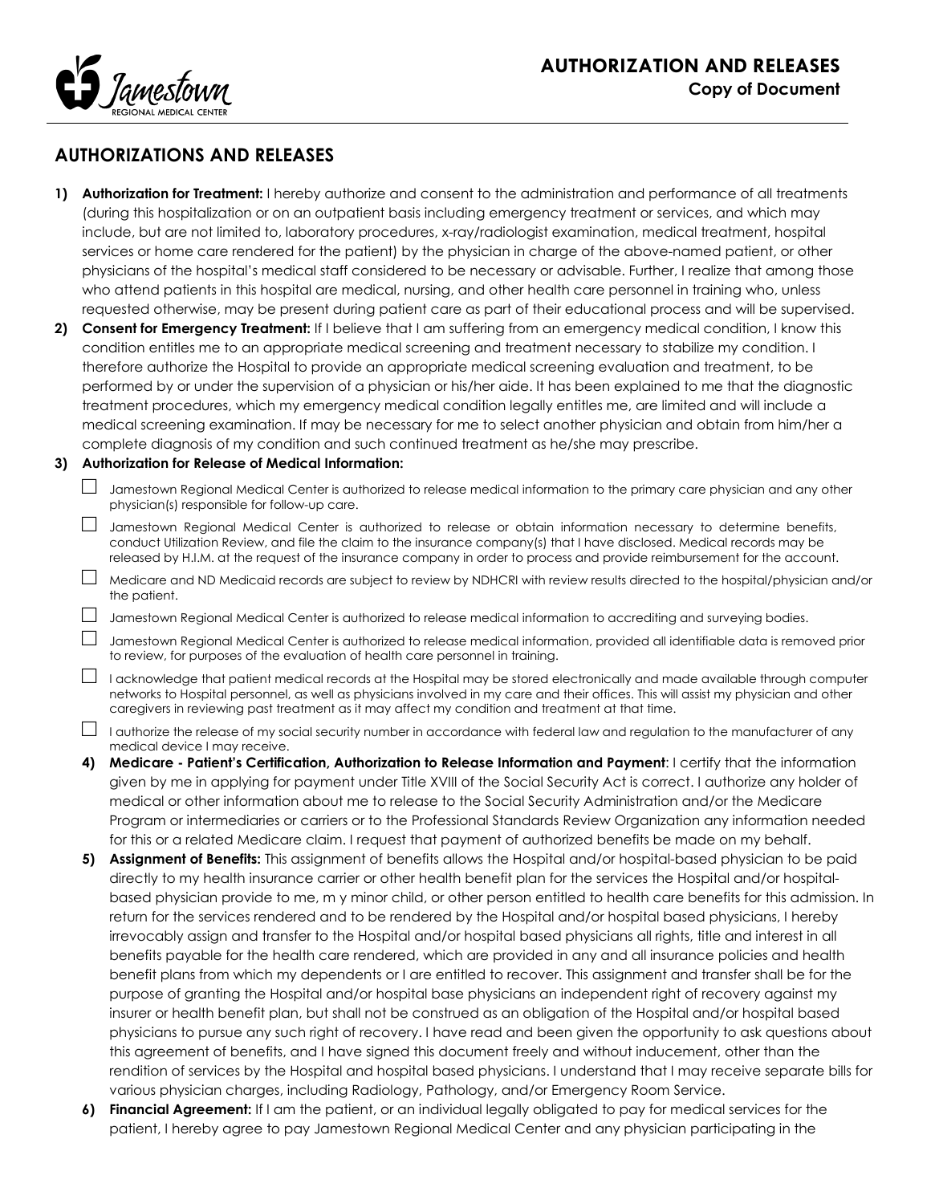# AUTHORIZATION AND RELEASES

**Copy of Document**

## AUTHORIZATIONS AND RELEASES

1) **Authorization for Treatment:** I hereby authorize and consent to the administration and performance of all treatments (during this hospitalization or on an outpatient basis including emergency treatment or services, and which may include, but are not limited to, laboratory procedures, x-ray/radiologist examination, medical treatment, hospital services or home care rendered for the patient) by the physician in charge of the above-named patient, or other physicians of the hospital's medical staff considered to be necessary or advisable. Further, I realize that among those who attend patients in this hospital are medical, nursing, and other health care personnel in training who, unless requested otherwise, may be present during patient care as part of their educational process and will be supervised.

2) **Consent for Emergency Treatment:** If I believe that I am suffering from an emergency medical condition, I know this condition entitles me to an appropriate medical screening and treatment necessary to stabilize my condition. I therefore authorize the Hospital to provide an appropriate medical screening evaluation and treatment, to be performed by or under the supervision of a physician or his/her aide. It has been explained to me that the diagnostic treatment procedures, which my emergency medical condition legally entitles me, are limited and will include a medical screening examination. If may be necessary for me to select another physician and obtain from him/her a complete diagnosis of my condition and such continued treatment as he/she may prescribe.

3) **Authorization for Release of Medical Information:**

- ☐ Jamestown Regional Medical Center is authorized to release medical information to the primary care physician and any other physician(s) responsible for follow-up care.
- ☐ Jamestown Regional Medical Center is authorized to release or obtain information necessary to determine benefits, conduct Utilization Review, and file the claim to the insurance company(s) that I have disclosed. Medical records may be released by H.I.M. at the request of the insurance company in order to process and provide reimbursement for the account.
- ☐ Medicare and ND Medicaid records are subject to review by NDHCRI with review results directed to the hospital/physician and/or the patient.
- ☐ Jamestown Regional Medical Center is authorized to release medical information to accrediting and surveying bodies.
- ☐ Jamestown Regional Medical Center is authorized to release medical information, provided all identifiable data is removed prior to review, for purposes of the evaluation of health care personnel in training.
- ☐ I acknowledge that patient medical records at the Hospital may be stored electronically and made available through computer networks to Hospital personnel, as well as physicians involved in my care and their offices. This will assist my physician and other caregivers in reviewing past treatment as it may affect my condition and treatment at that time.
- ☐ I authorize the release of my social security number in accordance with federal law and regulation to the manufacturer of any medical device I may receive.

4) **Medicare - Patient's Certification, Authorization to Release Information and Payment**: I certify that the information given by me in applying for payment under Title XVIII of the Social Security Act is correct. I authorize any holder of medical or other information about me to release to the Social Security Administration and/or the Medicare Program or intermediaries or carriers or to the Professional Standards Review Organization any information needed for this or a related Medicare claim. I request that payment of authorized benefits be made on my behalf.

5) **Assignment of Benefits:** This assignment of benefits allows the Hospital and/or hospital-based physician to be paid directly to my health insurance carrier or other health benefit plan for the services the Hospital and/or hospital-based physician provide to me, m y minor child, or other person entitled to health care benefits for this admission. In return for the services rendered and to be rendered by the Hospital and/or hospital based physicians, I hereby irrevocably assign and transfer to the Hospital and/or hospital based physicians all rights, title and interest in all benefits payable for the health care rendered, which are provided in any and all insurance policies and health benefit plans from which my dependents or I are entitled to recover. This assignment and transfer shall be for the purpose of granting the Hospital and/or hospital base physicians an independent right of recovery against my insurer or health benefit plan, but shall not be construed as an obligation of the Hospital and/or hospital based physicians to pursue any such right of recovery. I have read and been given the opportunity to ask questions about this agreement of benefits, and I have signed this document freely and without inducement, other than the rendition of services by the Hospital and hospital based physicians. I understand that I may receive separate bills for various physician charges, including Radiology, Pathology, and/or Emergency Room Service.

6) **Financial Agreement:** If I am the patient, or an individual legally obligated to pay for medical services for the patient, I hereby agree to pay Jamestown Regional Medical Center and any physician participating in the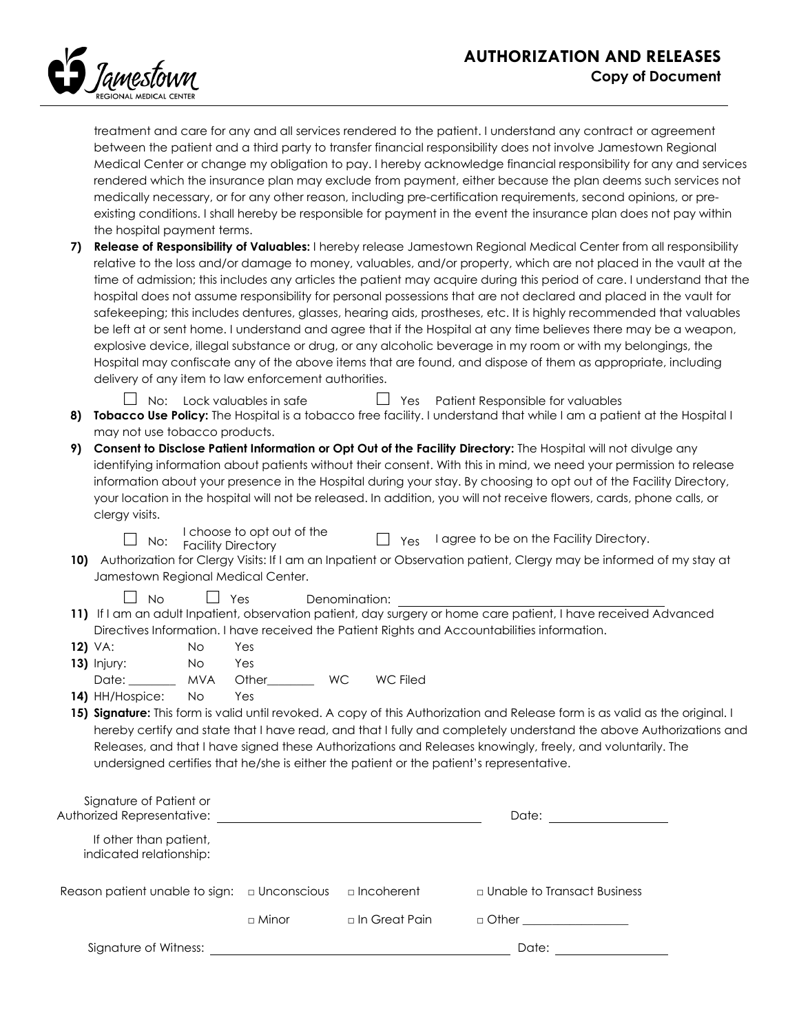# AUTHORIZATION AND RELEASES

**Copy of Document**

treatment and care for any and all services rendered to the patient. I understand any contract or agreement between the patient and a third party to transfer financial responsibility does not involve Jamestown Regional Medical Center or change my obligation to pay. I hereby acknowledge financial responsibility for any and services rendered which the insurance plan may exclude from payment, either because the plan deems such services not medically necessary, or for any other reason, including pre-certification requirements, second opinions, or pre-existing conditions. I shall hereby be responsible for payment in the event the insurance plan does not pay within the hospital payment terms.

7) **Release of Responsibility of Valuables:** I hereby release Jamestown Regional Medical Center from all responsibility relative to the loss and/or damage to money, valuables, and/or property, which are not placed in the vault at the time of admission; this includes any articles the patient may acquire during this period of care. I understand that the hospital does not assume responsibility for personal possessions that are not declared and placed in the vault for safekeeping; this includes dentures, glasses, hearing aids, prostheses, etc. It is highly recommended that valuables be left at or sent home. I understand and agree that if the Hospital at any time believes there may be a weapon, explosive device, illegal substance or drug, or any alcoholic beverage in my room or with my belongings, the Hospital may confiscate any of the above items that are found, and dispose of them as appropriate, including delivery of any item to law enforcement authorities.

   ☐ No: Lock valuables in safe ☐ Yes Patient Responsible for valuables

8) **Tobacco Use Policy:** The Hospital is a tobacco free facility. I understand that while I am a patient at the Hospital I may not use tobacco products.

9) **Consent to Disclose Patient Information or Opt Out of the Facility Directory:** The Hospital will not divulge any identifying information about patients without their consent. With this in mind, we need your permission to release information about your presence in the Hospital during your stay. By choosing to opt out of the Facility Directory, your location in the hospital will not be released. In addition, you will not receive flowers, cards, phone calls, or clergy visits.

   ☐ No: I choose to opt out of the Facility Directory ☐ Yes I agree to be on the Facility Directory.

10) Authorization for Clergy Visits: If I am an Inpatient or Observation patient, Clergy may be informed of my stay at Jamestown Regional Medical Center.

   ☐ No ☐ Yes Denomination: ______________________

11) If I am an adult Inpatient, observation patient, day surgery or home care patient, I have received Advanced Directives Information. I have received the Patient Rights and Accountabilities information.

12) VA: No Yes

13) Injury: No Yes
   Date: ________ MVA Other________ WC WC Filed

14) HH/Hospice: No Yes

15) **Signature:** This form is valid until revoked. A copy of this Authorization and Release form is as valid as the original. I hereby certify and state that I have read, and that I fully and completely understand the above Authorizations and Releases, and that I have signed these Authorizations and Releases knowingly, freely, and voluntarily. The undersigned certifies that he/she is either the patient or the patient's representative.

Signature of Patient or Authorized Representative: ______________________ Date: __________

If other than patient, indicated relationship:

Reason patient unable to sign: □ Unconscious □ Incoherent □ Unable to Transact Business

□ Minor □ In Great Pain □ Other ______________

Signature of Witness: ______________________ Date: __________